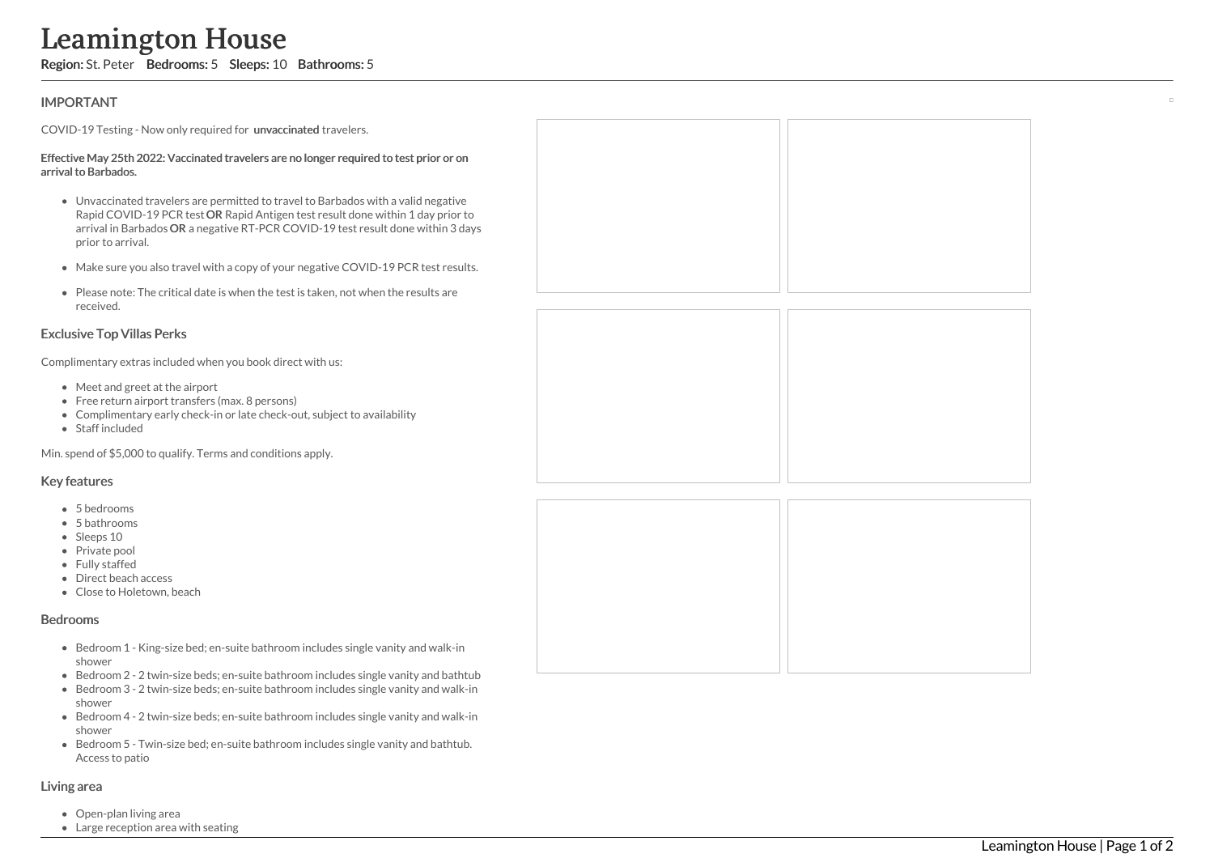# Leamington House

**Region:** St. Peter **Bedrooms:** 5 **Sleeps:** 10 **Bathrooms:** 5

## IMPORTANT

COVID-19 Testing - Now only required for **unvaccinated** travelers.

**Effective May 25th 2022: Vaccinated travelers are no longer required to test prior or on arrival to Barbados.**

- Unvaccinated travelers are permitted to travel to Barbados with a valid negative Rapid COVID-19 PCR test **OR** Rapid Antigen test result done within 1 day prior to arrival in Barbados **OR** a negative RT-PCR COVID-19 test result done within 3 days prior to arrival.
- Make sure you also travel with a copy of your negative COVID-19 PCR test results.
- Please note: The critical date is when the test is taken, not when the results are received.

## Exclusive Top Villas Perks

Complimentary extras included when you book direct with us:

- Meet and greet at the airport
- Free return airport transfers (max. 8 persons)
- Complimentary early check-in or late check-out, subject to availability
- Staff included

Min. spend of $5,000 to qualify. Terms and conditions apply.

## Key features

- 5 bedrooms
- 5 bathrooms
- Sleeps 10
- Private pool
- Fully staffed
- Direct beach access
- Close to Holetown, beach

## Bedrooms

- Bedroom 1 - King-size bed; en-suite bathroom includes single vanity and walk-in shower
- Bedroom 2 - 2 twin-size beds; en-suite bathroom includes single vanity and bathtub
- Bedroom 3 - 2 twin-size beds; en-suite bathroom includes single vanity and walk-in shower
- Bedroom 4 - 2 twin-size beds; en-suite bathroom includes single vanity and walk-in shower
- Bedroom 5 - Twin-size bed; en-suite bathroom includes single vanity and bathtub. Access to patio

## Living area

- Open-plan living area
- Large reception area with seating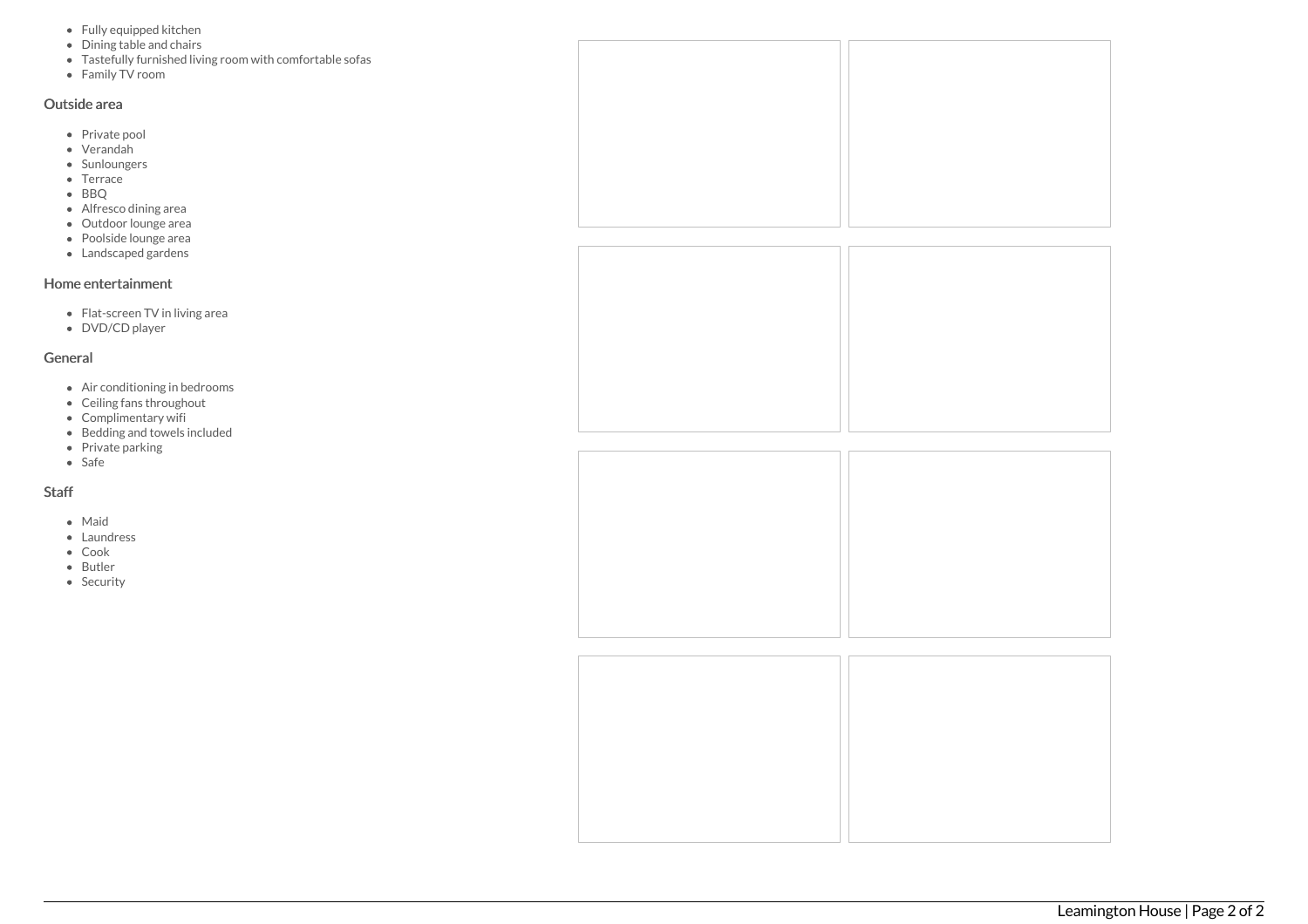- Fully equipped kitchen
- Dining table and chairs
- Tastefully furnished living room with comfortable sofas
- Family TV room

### Outside area

- Private pool
- Verandah
- Sunloungers
- Terrace
- BBQ
- Alfresco dining area
- Outdoor lounge area
- Poolside lounge area
- Landscaped gardens

### Home entertainment

- Flat-screen TV in living area
- DVD/CD player

### General

- Air conditioning in bedrooms
- Ceiling fans throughout
- Complimentary wifi
- Bedding and towels included
- Private parking
- Safe

### Staff

- Maid
- Laundress
- Cook
- Butler
- Security